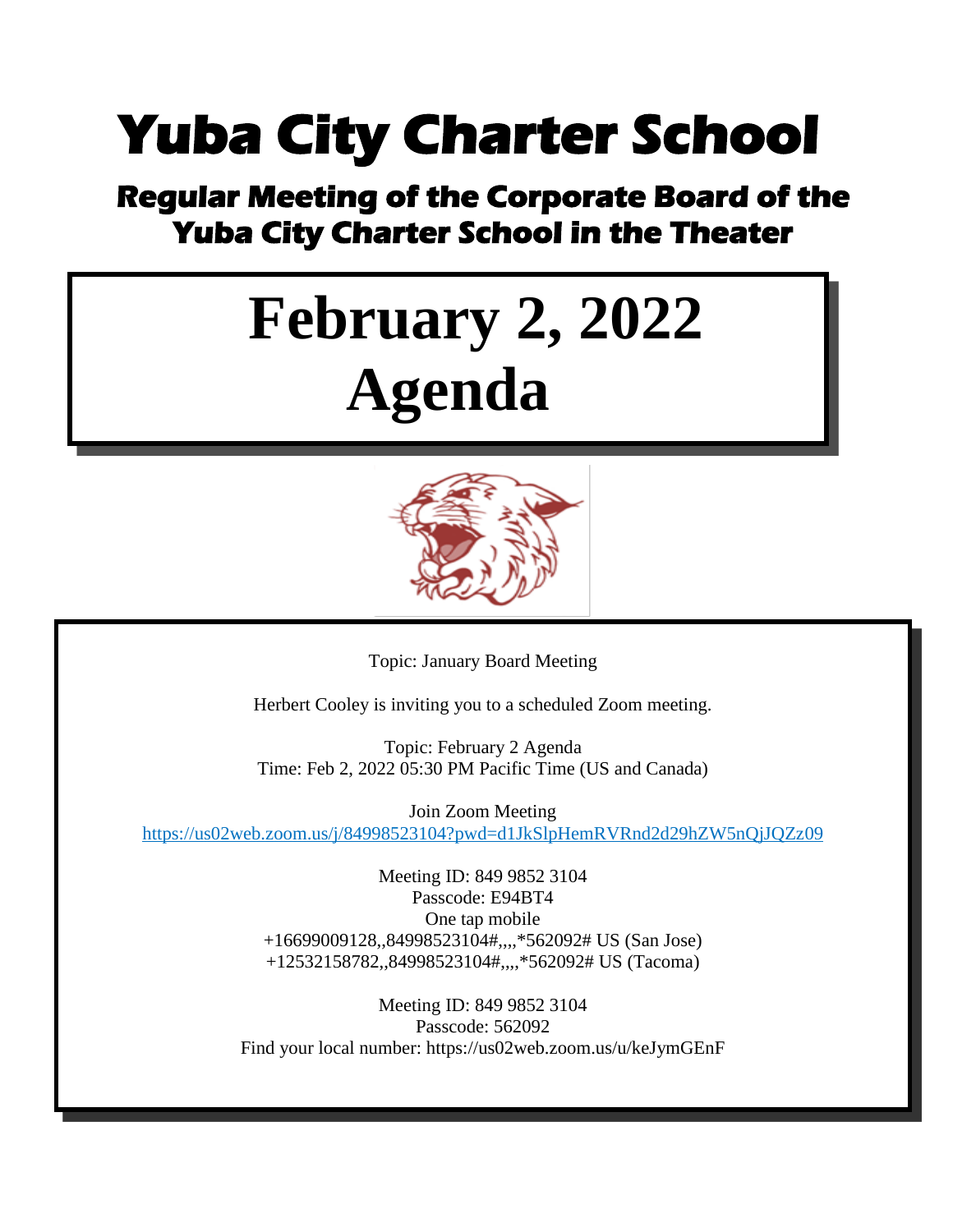# Yuba City Charter School

## Regular Meeting of the Corporate Board of the Yuba City Charter School in the Theater

# February 2, 2022 Agenda

Topic: January Board Meeting

Herbert Cooley is inviting you to a scheduled Zoom meeting.

Topic: February 2 Agenda
Time: Feb 2, 2022 05:30 PM Pacific Time (US and Canada)

Join Zoom Meeting
https://us02web.zoom.us/j/84998523104?pwd=d1JkSlpHemRVRnd2d29hZW5nQjJQZz09

Meeting ID: 849 9852 3104
Passcode: E94BT4
One tap mobile
+16699009128,,84998523104#,,,,*562092# US (San Jose)
+12532158782,,84998523104#,,,,*562092# US (Tacoma)

Meeting ID: 849 9852 3104
Passcode: 562092
Find your local number: https://us02web.zoom.us/u/keJymGEnF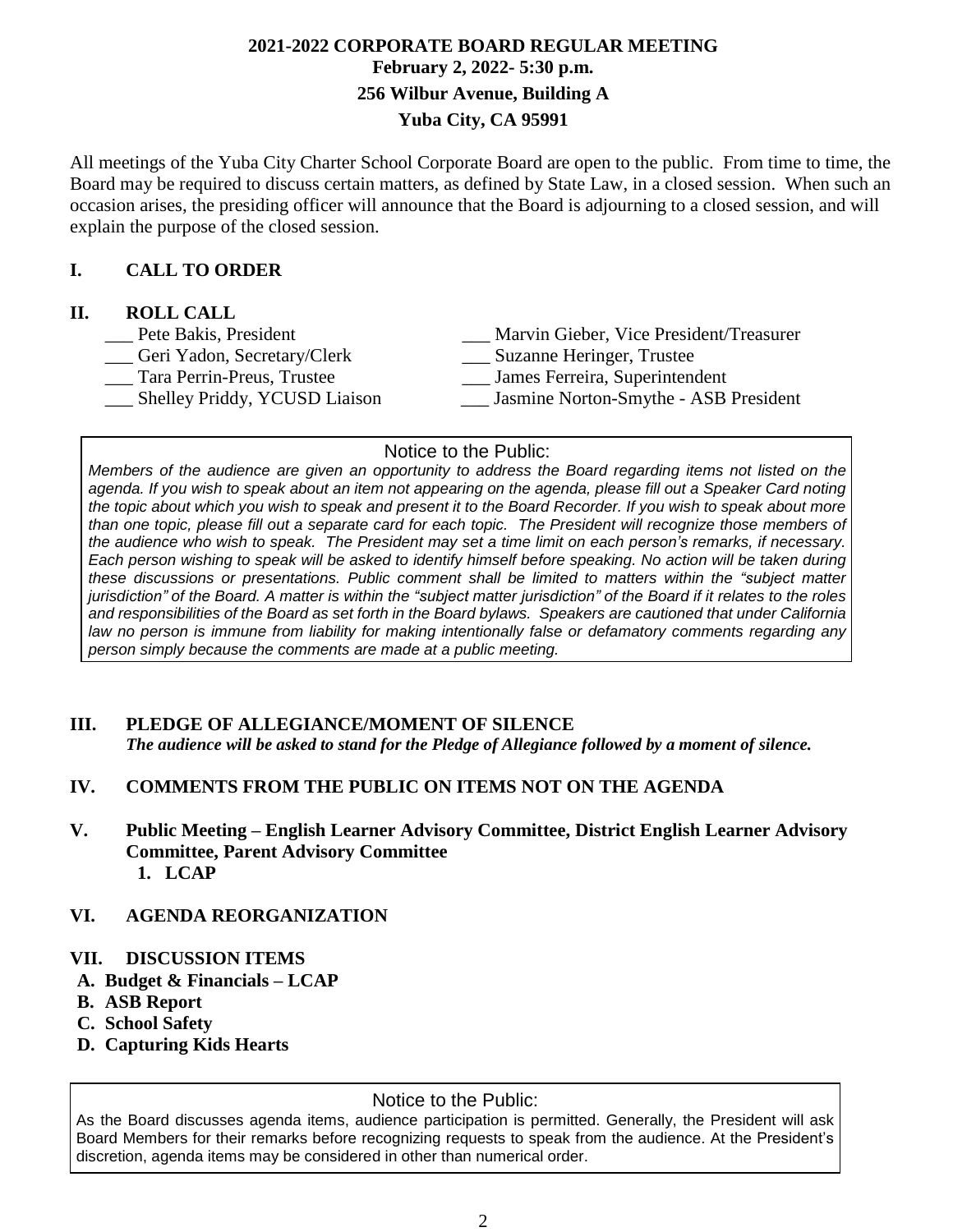**2021-2022 CORPORATE BOARD REGULAR MEETING**
**February 2, 2022- 5:30 p.m.**
**256 Wilbur Avenue, Building A**
**Yuba City, CA 95991**

All meetings of the Yuba City Charter School Corporate Board are open to the public. From time to time, the Board may be required to discuss certain matters, as defined by State Law, in a closed session. When such an occasion arises, the presiding officer will announce that the Board is adjourning to a closed session, and will explain the purpose of the closed session.

## I. CALL TO ORDER

## II. ROLL CALL

___ Pete Bakis, President
___ Marvin Gieber, Vice President/Treasurer
___ Geri Yadon, Secretary/Clerk
___ Suzanne Heringer, Trustee
___ Tara Perrin-Preus, Trustee
___ James Ferreira, Superintendent
___ Shelley Priddy, YCUSD Liaison
___ Jasmine Norton-Smythe - ASB President

Notice to the Public:

*Members of the audience are given an opportunity to address the Board regarding items not listed on the agenda. If you wish to speak about an item not appearing on the agenda, please fill out a Speaker Card noting the topic about which you wish to speak and present it to the Board Recorder. If you wish to speak about more than one topic, please fill out a separate card for each topic. The President will recognize those members of the audience who wish to speak. The President may set a time limit on each person's remarks, if necessary. Each person wishing to speak will be asked to identify himself before speaking. No action will be taken during these discussions or presentations. Public comment shall be limited to matters within the "subject matter jurisdiction" of the Board. A matter is within the "subject matter jurisdiction" of the Board if it relates to the roles and responsibilities of the Board as set forth in the Board bylaws. Speakers are cautioned that under California law no person is immune from liability for making intentionally false or defamatory comments regarding any person simply because the comments are made at a public meeting.*

## III. PLEDGE OF ALLEGIANCE/MOMENT OF SILENCE

***The audience will be asked to stand for the Pledge of Allegiance followed by a moment of silence.***

## IV. COMMENTS FROM THE PUBLIC ON ITEMS NOT ON THE AGENDA

## V. Public Meeting – English Learner Advisory Committee, District English Learner Advisory Committee, Parent Advisory Committee

1. **LCAP**

## VI. AGENDA REORGANIZATION

## VII. DISCUSSION ITEMS

**A. Budget & Financials – LCAP**
**B. ASB Report**
**C. School Safety**
**D. Capturing Kids Hearts**

Notice to the Public:

As the Board discusses agenda items, audience participation is permitted. Generally, the President will ask Board Members for their remarks before recognizing requests to speak from the audience. At the President's discretion, agenda items may be considered in other than numerical order.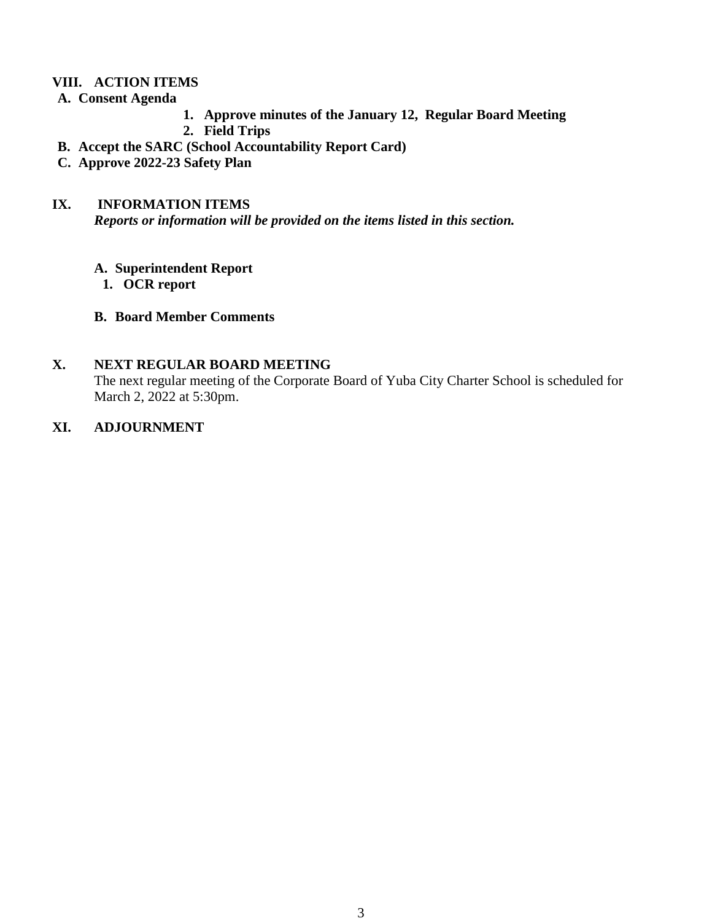## VIII. ACTION ITEMS

**A. Consent Agenda**

1. **Approve minutes of the January 12, Regular Board Meeting**
2. **Field Trips**

**B. Accept the SARC (School Accountability Report Card)**

**C. Approve 2022-23 Safety Plan**

## IX. INFORMATION ITEMS

***Reports or information will be provided on the items listed in this section.***

**A. Superintendent Report**

1. **OCR report**

**B. Board Member Comments**

## X. NEXT REGULAR BOARD MEETING

The next regular meeting of the Corporate Board of Yuba City Charter School is scheduled for March 2, 2022 at 5:30pm.

## XI. ADJOURNMENT